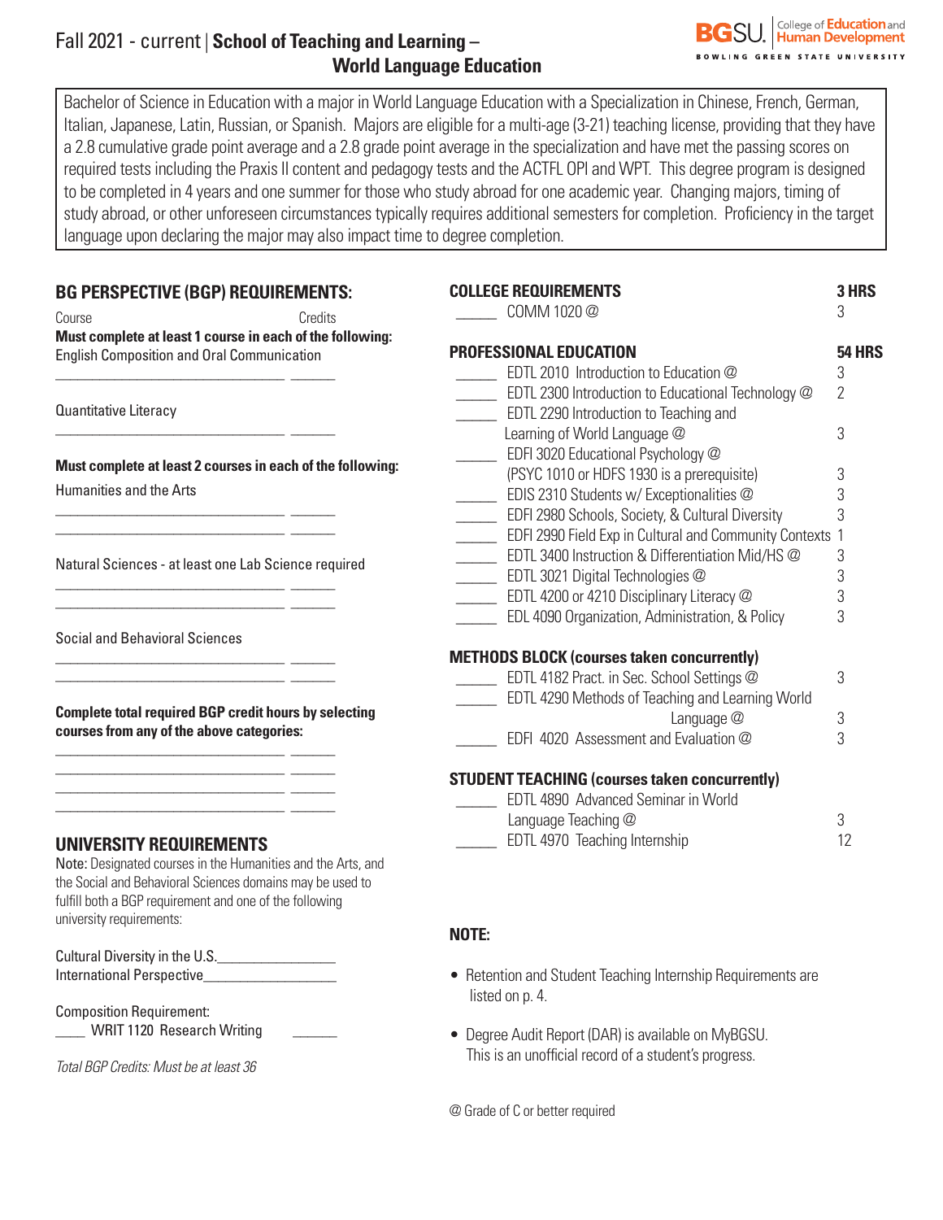# Fall 2021 - current | School of Teaching and Learning – World Language Education

BGSU. College of Education and Human Development
BOWLING GREEN STATE UNIVERSITY

Bachelor of Science in Education with a major in World Language Education with a Specialization in Chinese, French, German, Italian, Japanese, Latin, Russian, or Spanish. Majors are eligible for a multi-age (3-21) teaching license, providing that they have a 2.8 cumulative grade point average and a 2.8 grade point average in the specialization and have met the passing scores on required tests including the Praxis II content and pedagogy tests and the ACTFL OPI and WPT. This degree program is designed to be completed in 4 years and one summer for those who study abroad for one academic year. Changing majors, timing of study abroad, or other unforeseen circumstances typically requires additional semesters for completion. Proficiency in the target language upon declaring the major may also impact time to degree completion.

## BG PERSPECTIVE (BGP) REQUIREMENTS:

Course — Credits

**Must complete at least 1 course in each of the following:**

English Composition and Oral Communication

_______________________________ ______

Quantitative Literacy

_______________________________ ______

**Must complete at least 2 courses in each of the following:**

Humanities and the Arts

_______________________________ ______
_______________________________ ______

Natural Sciences - at least one Lab Science required

_______________________________ ______
_______________________________ ______

Social and Behavioral Sciences

_______________________________ ______
_______________________________ ______

**Complete total required BGP credit hours by selecting courses from any of the above categories:**

_______________________________ ______
_______________________________ ______
_______________________________ ______
_______________________________ ______

## UNIVERSITY REQUIREMENTS

Note: Designated courses in the Humanities and the Arts, and the Social and Behavioral Sciences domains may be used to fulfill both a BGP requirement and one of the following university requirements:

Cultural Diversity in the U.S.________________
International Perspective_________________

Composition Requirement:
____ WRIT 1120 Research Writing ______

*Total BGP Credits: Must be at least 36*

## COLLEGE REQUIREMENTS — 3 HRS

| | Course | Credits |
|---|---|---|
| _____ | COMM 1020 @ | 3 |

## PROFESSIONAL EDUCATION — 54 HRS

| | Course | Credits |
|---|---|---|
| _____ | EDTL 2010 Introduction to Education @ | 3 |
| _____ | EDTL 2300 Introduction to Educational Technology @ | 2 |
| _____ | EDTL 2290 Introduction to Teaching and Learning of World Language @ | 3 |
| _____ | EDFI 3020 Educational Psychology @ (PSYC 1010 or HDFS 1930 is a prerequisite) | 3 |
| _____ | EDIS 2310 Students w/ Exceptionalities @ | 3 |
| _____ | EDFI 2980 Schools, Society, & Cultural Diversity | 3 |
| _____ | EDFI 2990 Field Exp in Cultural and Community Contexts | 1 |
| _____ | EDTL 3400 Instruction & Differentiation Mid/HS @ | 3 |
| _____ | EDTL 3021 Digital Technologies @ | 3 |
| _____ | EDTL 4200 or 4210 Disciplinary Literacy @ | 3 |
| _____ | EDL 4090 Organization, Administration, & Policy | 3 |

## METHODS BLOCK (courses taken concurrently)

| | Course | Credits |
|---|---|---|
| _____ | EDTL 4182 Pract. in Sec. School Settings @ | 3 |
| _____ | EDTL 4290 Methods of Teaching and Learning World Language @ | 3 |
| _____ | EDFI 4020 Assessment and Evaluation @ | 3 |

## STUDENT TEACHING (courses taken concurrently)

| | Course | Credits |
|---|---|---|
| _____ | EDTL 4890 Advanced Seminar in World Language Teaching @ | 3 |
| _____ | EDTL 4970 Teaching Internship | 12 |

## NOTE:

- Retention and Student Teaching Internship Requirements are listed on p. 4.
- Degree Audit Report (DAR) is available on MyBGSU. This is an unofficial record of a student's progress.

@ Grade of C or better required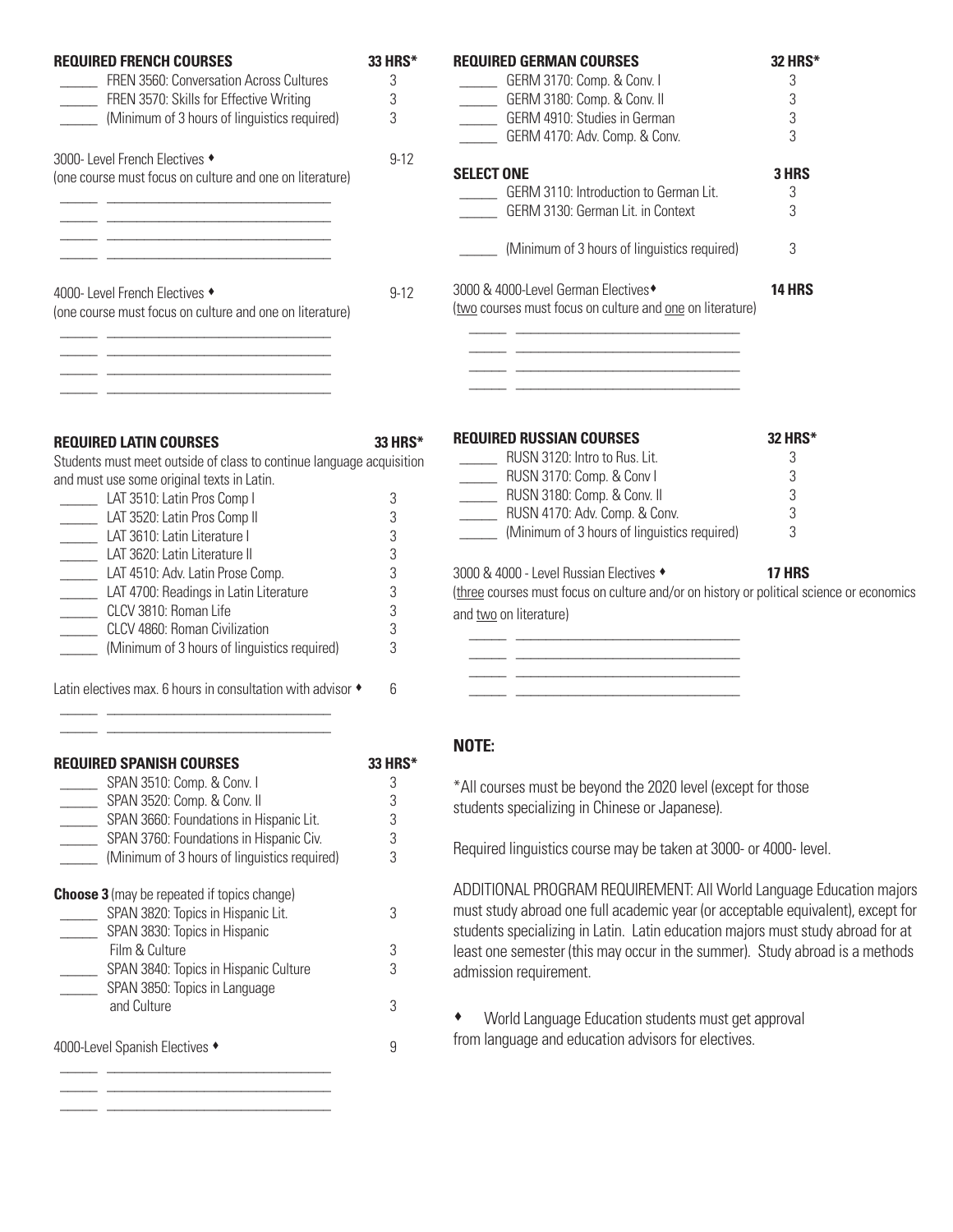## REQUIRED FRENCH COURSES — 33 HRS*

| Course | Hours |
|---|---|
| ______ FREN 3560: Conversation Across Cultures | 3 |
| ______ FREN 3570: Skills for Effective Writing | 3 |
| ______ (Minimum of 3 hours of linguistics required) | 3 |

3000- Level French Electives ♦ — 9-12
(one course must focus on culture and one on literature)

______ ______________________________
______ ______________________________
______ ______________________________
______ ______________________________

4000- Level French Electives ♦ — 9-12
(one course must focus on culture and one on literature)

______ ______________________________
______ ______________________________
______ ______________________________
______ ______________________________

## REQUIRED LATIN COURSES — 33 HRS*

Students must meet outside of class to continue language acquisition and must use some original texts in Latin.

| Course | Hours |
|---|---|
| ______ LAT 3510: Latin Pros Comp I | 3 |
| ______ LAT 3520: Latin Pros Comp II | 3 |
| ______ LAT 3610: Latin Literature I | 3 |
| ______ LAT 3620: Latin Literature II | 3 |
| ______ LAT 4510: Adv. Latin Prose Comp. | 3 |
| ______ LAT 4700: Readings in Latin Literature | 3 |
| ______ CLCV 3810: Roman Life | 3 |
| ______ CLCV 4860: Roman Civilization | 3 |
| ______ (Minimum of 3 hours of linguistics required) | 3 |

Latin electives max. 6 hours in consultation with advisor ♦ — 6

______ ______________________________
______ ______________________________

## REQUIRED SPANISH COURSES — 33 HRS*

| Course | Hours |
|---|---|
| ______ SPAN 3510: Comp. & Conv. I | 3 |
| ______ SPAN 3520: Comp. & Conv. II | 3 |
| ______ SPAN 3660: Foundations in Hispanic Lit. | 3 |
| ______ SPAN 3760: Foundations in Hispanic Civ. | 3 |
| ______ (Minimum of 3 hours of linguistics required) | 3 |

**Choose 3** (may be repeated if topics change)

| Course | Hours |
|---|---|
| ______ SPAN 3820: Topics in Hispanic Lit. | 3 |
| ______ SPAN 3830: Topics in Hispanic Film & Culture | 3 |
| ______ SPAN 3840: Topics in Hispanic Culture | 3 |
| ______ SPAN 3850: Topics in Language and Culture | 3 |

4000-Level Spanish Electives ♦ — 9

______ ______________________________
______ ______________________________
______ ______________________________

## REQUIRED GERMAN COURSES — 32 HRS*

| Course | Hours |
|---|---|
| ______ GERM 3170: Comp. & Conv. I | 3 |
| ______ GERM 3180: Comp. & Conv. II | 3 |
| ______ GERM 4910: Studies in German | 3 |
| ______ GERM 4170: Adv. Comp. & Conv. | 3 |

**SELECT ONE — 3 HRS**

| Course | Hours |
|---|---|
| ______ GERM 3110: Introduction to German Lit. | 3 |
| ______ GERM 3130: German Lit. in Context | 3 |
| ______ (Minimum of 3 hours of linguistics required) | 3 |

3000 & 4000-Level German Electives♦ — **14 HRS**
(two courses must focus on culture and one on literature)

______ ______________________________
______ ______________________________
______ ______________________________
______ ______________________________

## REQUIRED RUSSIAN COURSES — 32 HRS*

| Course | Hours |
|---|---|
| ______ RUSN 3120: Intro to Rus. Lit. | 3 |
| ______ RUSN 3170: Comp. & Conv I | 3 |
| ______ RUSN 3180: Comp. & Conv. II | 3 |
| ______ RUSN 4170: Adv. Comp. & Conv. | 3 |
| ______ (Minimum of 3 hours of linguistics required) | 3 |

3000 & 4000 - Level Russian Electives ♦ — **17 HRS**
(three courses must focus on culture and/or on history or political science or economics and two on literature)

______ ______________________________
______ ______________________________
______ ______________________________
______ ______________________________

## NOTE:

*All courses must be beyond the 2020 level (except for those students specializing in Chinese or Japanese).

Required linguistics course may be taken at 3000- or 4000- level.

ADDITIONAL PROGRAM REQUIREMENT: All World Language Education majors must study abroad one full academic year (or acceptable equivalent), except for students specializing in Latin. Latin education majors must study abroad for at least one semester (this may occur in the summer). Study abroad is a methods admission requirement.

♦ World Language Education students must get approval from language and education advisors for electives.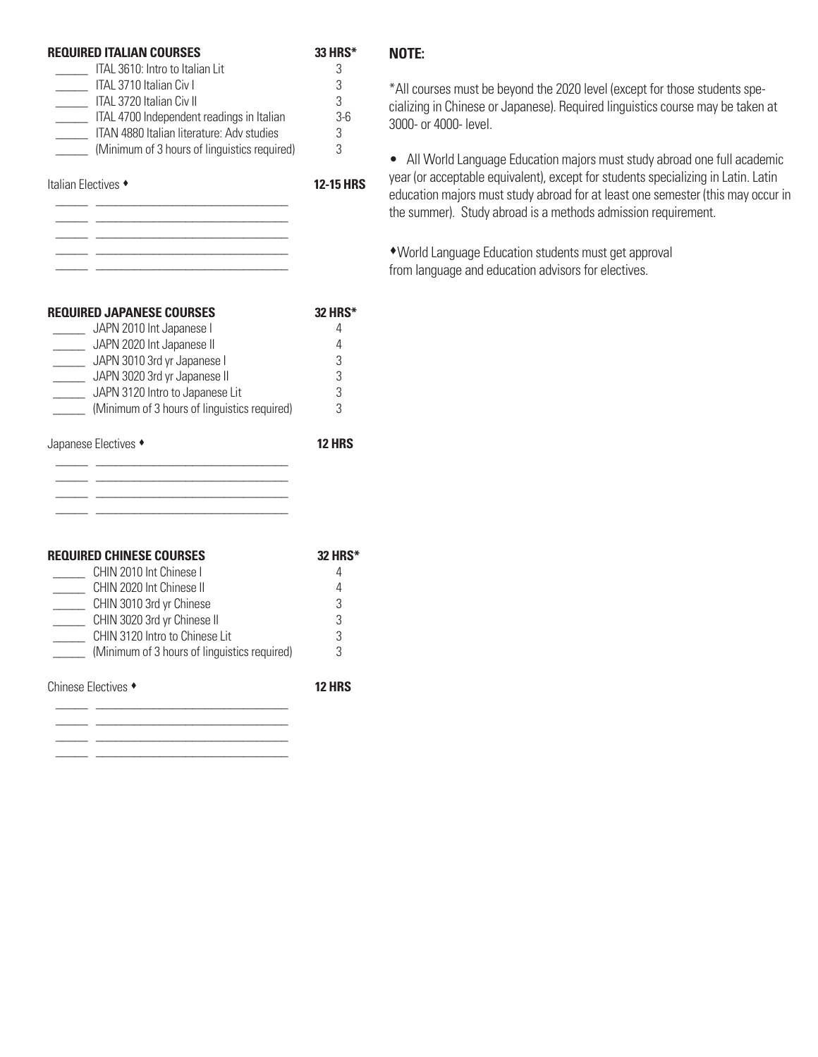## REQUIRED ITALIAN COURSES — 33 HRS*

| | Course | Hours |
|---|---|---|
| ______ | ITAL 3610: Intro to Italian Lit | 3 |
| ______ | ITAL 3710 Italian Civ I | 3 |
| ______ | ITAL 3720 Italian Civ II | 3 |
| ______ | ITAL 4700 Independent readings in Italian | 3-6 |
| ______ | ITAN 4880 Italian literature: Adv studies | 3 |
| ______ | (Minimum of 3 hours of linguistics required) | 3 |

Italian Electives ♦ — **12-15 HRS**

______ ______________________________

______ ______________________________

______ ______________________________

______ ______________________________

## REQUIRED JAPANESE COURSES — 32 HRS*

| | Course | Hours |
|---|---|---|
| ______ | JAPN 2010 Int Japanese I | 4 |
| ______ | JAPN 2020 Int Japanese II | 4 |
| ______ | JAPN 3010 3rd yr Japanese I | 3 |
| ______ | JAPN 3020 3rd yr Japanese II | 3 |
| ______ | JAPN 3120 Intro to Japanese Lit | 3 |
| ______ | (Minimum of 3 hours of linguistics required) | 3 |

Japanese Electives ♦ — **12 HRS**

______ ______________________________

______ ______________________________

______ ______________________________

______ ______________________________

## REQUIRED CHINESE COURSES — 32 HRS*

| | Course | Hours |
|---|---|---|
| ______ | CHIN 2010 Int Chinese I | 4 |
| ______ | CHIN 2020 Int Chinese II | 4 |
| ______ | CHIN 3010 3rd yr Chinese | 3 |
| ______ | CHIN 3020 3rd yr Chinese II | 3 |
| ______ | CHIN 3120 Intro to Chinese Lit | 3 |
| ______ | (Minimum of 3 hours of linguistics required) | 3 |

Chinese Electives ♦ — **12 HRS**

______ ______________________________

______ ______________________________

______ ______________________________

______ ______________________________

## NOTE:

*All courses must be beyond the 2020 level (except for those students specializing in Chinese or Japanese). Required linguistics course may be taken at 3000- or 4000- level.

- All World Language Education majors must study abroad one full academic year (or acceptable equivalent), except for students specializing in Latin. Latin education majors must study abroad for at least one semester (this may occur in the summer). Study abroad is a methods admission requirement.

♦World Language Education students must get approval from language and education advisors for electives.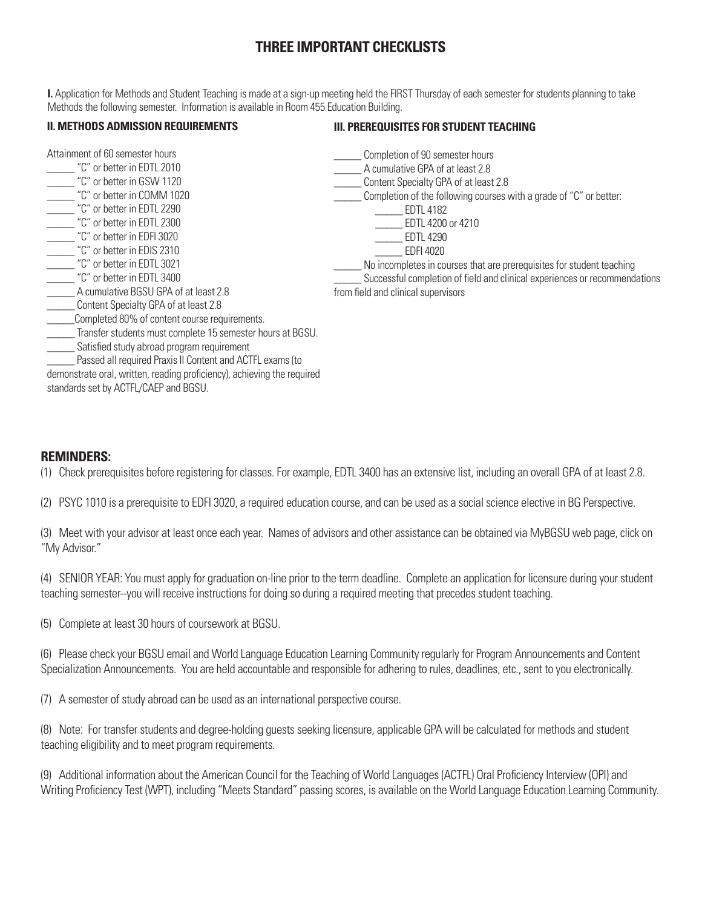# THREE IMPORTANT CHECKLISTS

**I.** Application for Methods and Student Teaching is made at a sign-up meeting held the FIRST Thursday of each semester for students planning to take Methods the following semester. Information is available in Room 455 Education Building.

## II. METHODS ADMISSION REQUIREMENTS

Attainment of 60 semester hours

______ "C" or better in EDTL 2010
______ "C" or better in GSW 1120
______ "C" or better in COMM 1020
______ "C" or better in EDTL 2290
______ "C" or better in EDTL 2300
______ "C" or better in EDFI 3020
______ "C" or better in EDIS 2310
______ "C" or better in EDTL 3021
______ "C" or better in EDTL 3400
______ A cumulative BGSU GPA of at least 2.8
______ Content Specialty GPA of at least 2.8
______Completed 80% of content course requirements.
______ Transfer students must complete 15 semester hours at BGSU.
______ Satisfied study abroad program requirement
______ Passed all required Praxis II Content and ACTFL exams (to demonstrate oral, written, reading proficiency), achieving the required standards set by ACTFL/CAEP and BGSU.

## III. PREREQUISITES FOR STUDENT TEACHING

______ Completion of 90 semester hours
______ A cumulative GPA of at least 2.8
______ Content Specialty GPA of at least 2.8
______ Completion of the following courses with a grade of "C" or better:
- ______ EDTL 4182
- ______ EDTL 4200 or 4210
- ______ EDTL 4290
- ______ EDFI 4020

______ No incompletes in courses that are prerequisites for student teaching
______ Successful completion of field and clinical experiences or recommendations from field and clinical supervisors

## REMINDERS:

(1) Check prerequisites before registering for classes. For example, EDTL 3400 has an extensive list, including an overall GPA of at least 2.8.

(2) PSYC 1010 is a prerequisite to EDFI 3020, a required education course, and can be used as a social science elective in BG Perspective.

(3) Meet with your advisor at least once each year. Names of advisors and other assistance can be obtained via MyBGSU web page, click on "My Advisor."

(4) SENIOR YEAR: You must apply for graduation on-line prior to the term deadline. Complete an application for licensure during your student teaching semester--you will receive instructions for doing so during a required meeting that precedes student teaching.

(5) Complete at least 30 hours of coursework at BGSU.

(6) Please check your BGSU email and World Language Education Learning Community regularly for Program Announcements and Content Specialization Announcements. You are held accountable and responsible for adhering to rules, deadlines, etc., sent to you electronically.

(7) A semester of study abroad can be used as an international perspective course.

(8) Note: For transfer students and degree-holding guests seeking licensure, applicable GPA will be calculated for methods and student teaching eligibility and to meet program requirements.

(9) Additional information about the American Council for the Teaching of World Languages (ACTFL) Oral Proficiency Interview (OPI) and Writing Proficiency Test (WPT), including "Meets Standard" passing scores, is available on the World Language Education Learning Community.